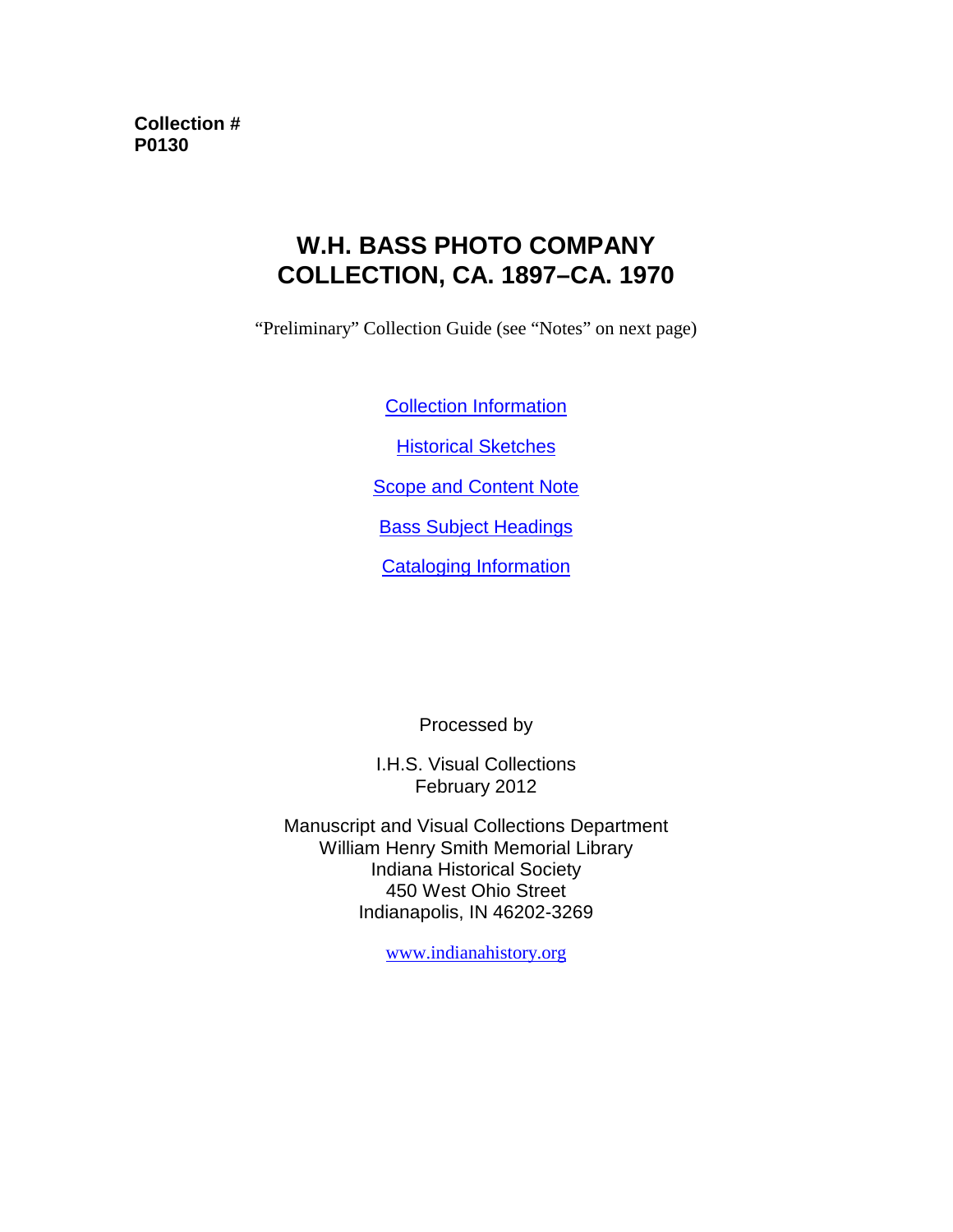**Collection #**
**P0130**

# W.H. BASS PHOTO COMPANY COLLECTION, CA. 1897–CA. 1970

"Preliminary" Collection Guide (see "Notes" on next page)

Collection Information

Historical Sketches

Scope and Content Note

Bass Subject Headings

Cataloging Information

Processed by

I.H.S. Visual Collections
February 2012

Manuscript and Visual Collections Department
William Henry Smith Memorial Library
Indiana Historical Society
450 West Ohio Street
Indianapolis, IN 46202-3269

www.indianahistory.org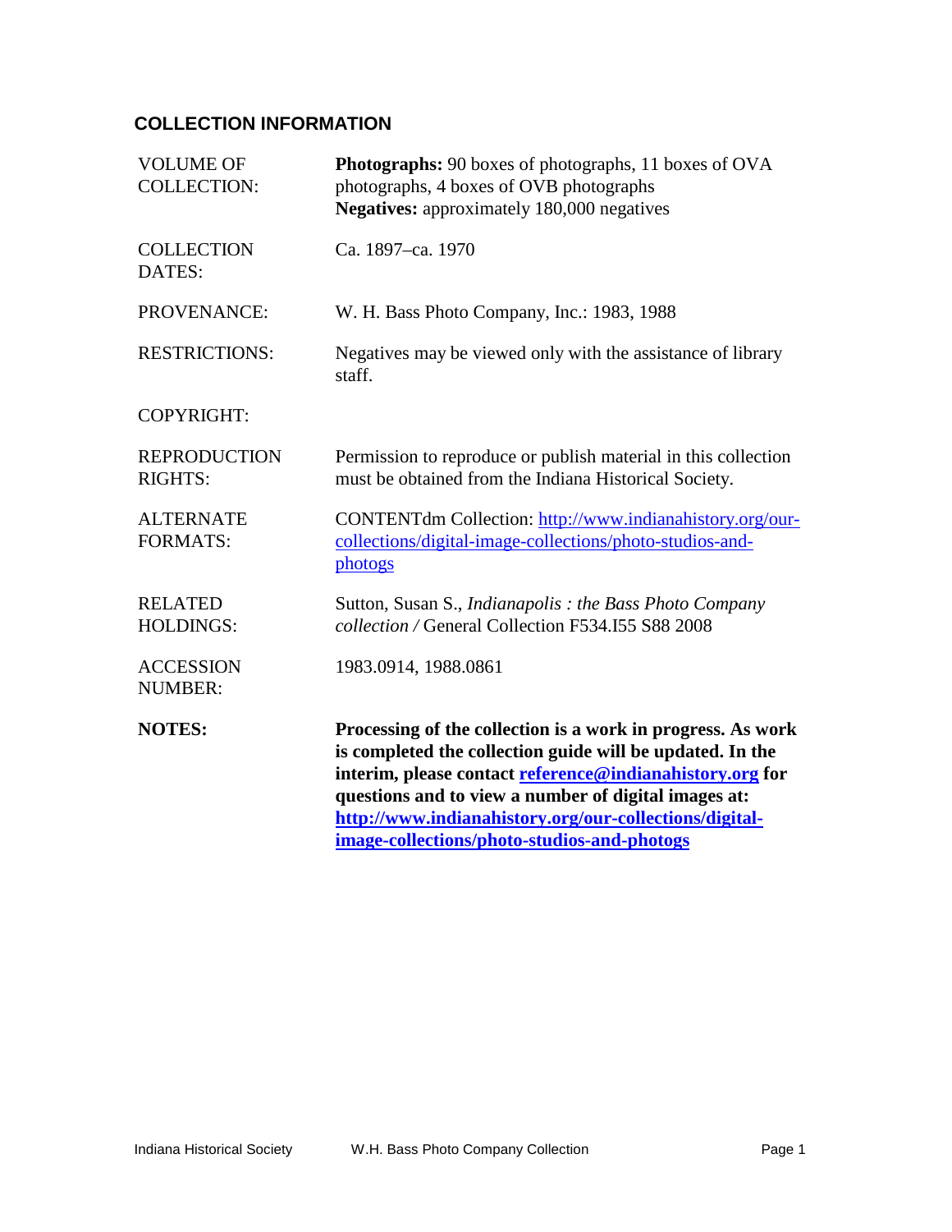## COLLECTION INFORMATION

| | |
|---|---|
| VOLUME OF COLLECTION: | **Photographs:** 90 boxes of photographs, 11 boxes of OVA photographs, 4 boxes of OVB photographs<br>**Negatives:** approximately 180,000 negatives |
| COLLECTION DATES: | Ca. 1897–ca. 1970 |
| PROVENANCE: | W. H. Bass Photo Company, Inc.: 1983, 1988 |
| RESTRICTIONS: | Negatives may be viewed only with the assistance of library staff. |
| COPYRIGHT: | |
| REPRODUCTION RIGHTS: | Permission to reproduce or publish material in this collection must be obtained from the Indiana Historical Society. |
| ALTERNATE FORMATS: | CONTENTdm Collection: http://www.indianahistory.org/our-collections/digital-image-collections/photo-studios-and-photogs |
| RELATED HOLDINGS: | Sutton, Susan S., *Indianapolis : the Bass Photo Company collection /* General Collection F534.I55 S88 2008 |
| ACCESSION NUMBER: | 1983.0914, 1988.0861 |
| **NOTES:** | **Processing of the collection is a work in progress. As work is completed the collection guide will be updated. In the interim, please contact reference@indianahistory.org for questions and to view a number of digital images at: http://www.indianahistory.org/our-collections/digital-image-collections/photo-studios-and-photogs** |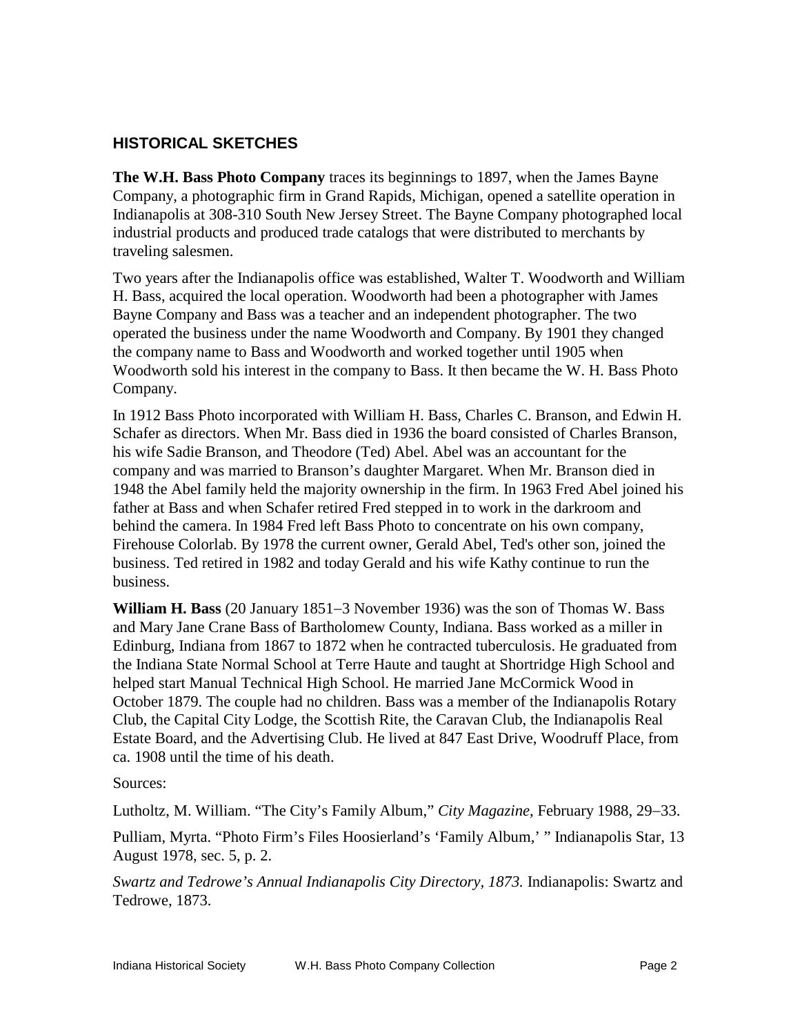## HISTORICAL SKETCHES

**The W.H. Bass Photo Company** traces its beginnings to 1897, when the James Bayne Company, a photographic firm in Grand Rapids, Michigan, opened a satellite operation in Indianapolis at 308-310 South New Jersey Street. The Bayne Company photographed local industrial products and produced trade catalogs that were distributed to merchants by traveling salesmen.

Two years after the Indianapolis office was established, Walter T. Woodworth and William H. Bass, acquired the local operation. Woodworth had been a photographer with James Bayne Company and Bass was a teacher and an independent photographer. The two operated the business under the name Woodworth and Company. By 1901 they changed the company name to Bass and Woodworth and worked together until 1905 when Woodworth sold his interest in the company to Bass. It then became the W. H. Bass Photo Company.

In 1912 Bass Photo incorporated with William H. Bass, Charles C. Branson, and Edwin H. Schafer as directors. When Mr. Bass died in 1936 the board consisted of Charles Branson, his wife Sadie Branson, and Theodore (Ted) Abel. Abel was an accountant for the company and was married to Branson's daughter Margaret. When Mr. Branson died in 1948 the Abel family held the majority ownership in the firm. In 1963 Fred Abel joined his father at Bass and when Schafer retired Fred stepped in to work in the darkroom and behind the camera. In 1984 Fred left Bass Photo to concentrate on his own company, Firehouse Colorlab. By 1978 the current owner, Gerald Abel, Ted's other son, joined the business. Ted retired in 1982 and today Gerald and his wife Kathy continue to run the business.

**William H. Bass** (20 January 1851–3 November 1936) was the son of Thomas W. Bass and Mary Jane Crane Bass of Bartholomew County, Indiana. Bass worked as a miller in Edinburg, Indiana from 1867 to 1872 when he contracted tuberculosis. He graduated from the Indiana State Normal School at Terre Haute and taught at Shortridge High School and helped start Manual Technical High School. He married Jane McCormick Wood in October 1879. The couple had no children. Bass was a member of the Indianapolis Rotary Club, the Capital City Lodge, the Scottish Rite, the Caravan Club, the Indianapolis Real Estate Board, and the Advertising Club. He lived at 847 East Drive, Woodruff Place, from ca. 1908 until the time of his death.

Sources:

Lutholtz, M. William. "The City's Family Album," *City Magazine*, February 1988, 29–33.

Pulliam, Myrta. "Photo Firm's Files Hoosierland's 'Family Album,' " Indianapolis Star, 13 August 1978, sec. 5, p. 2.

*Swartz and Tedrowe's Annual Indianapolis City Directory, 1873.* Indianapolis: Swartz and Tedrowe, 1873.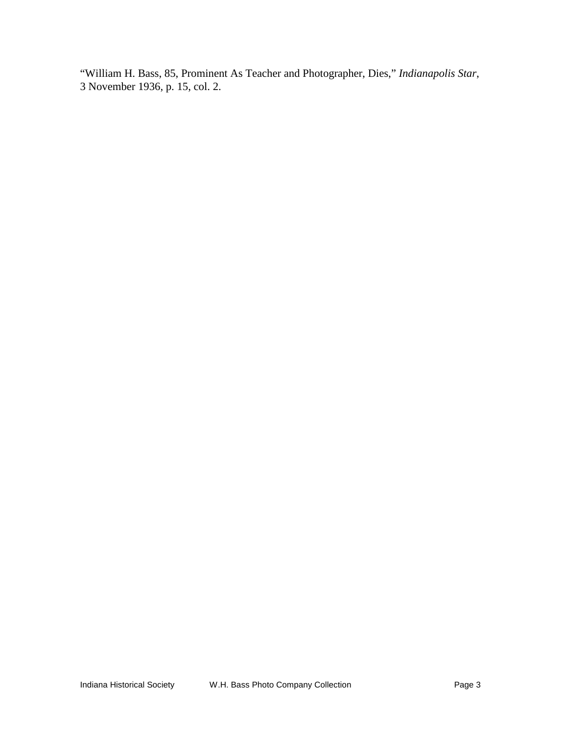"William H. Bass, 85, Prominent As Teacher and Photographer, Dies," *Indianapolis Star*, 3 November 1936, p. 15, col. 2.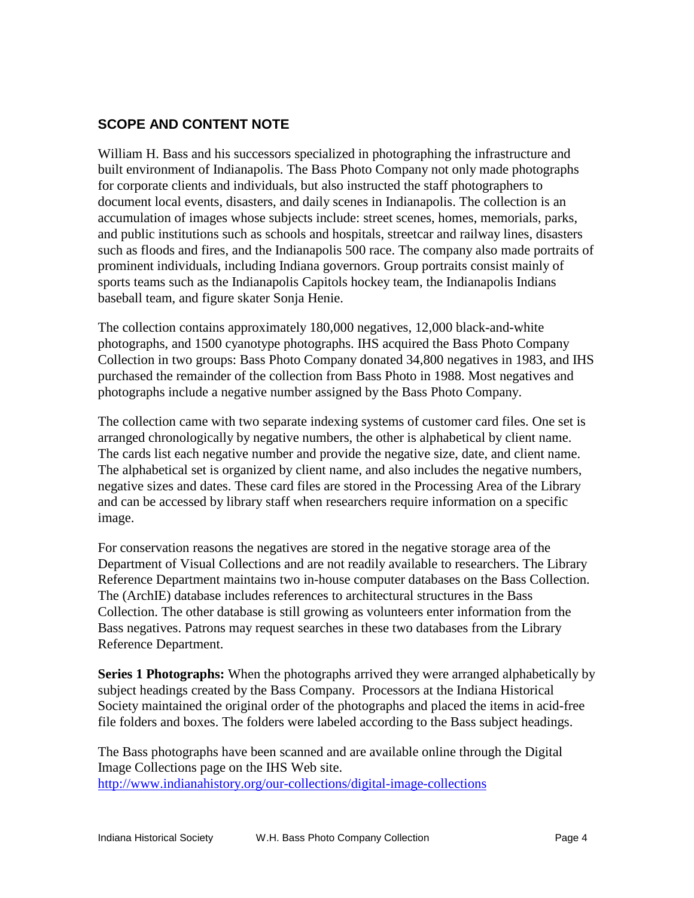## SCOPE AND CONTENT NOTE

William H. Bass and his successors specialized in photographing the infrastructure and built environment of Indianapolis. The Bass Photo Company not only made photographs for corporate clients and individuals, but also instructed the staff photographers to document local events, disasters, and daily scenes in Indianapolis. The collection is an accumulation of images whose subjects include: street scenes, homes, memorials, parks, and public institutions such as schools and hospitals, streetcar and railway lines, disasters such as floods and fires, and the Indianapolis 500 race. The company also made portraits of prominent individuals, including Indiana governors. Group portraits consist mainly of sports teams such as the Indianapolis Capitols hockey team, the Indianapolis Indians baseball team, and figure skater Sonja Henie.

The collection contains approximately 180,000 negatives, 12,000 black-and-white photographs, and 1500 cyanotype photographs. IHS acquired the Bass Photo Company Collection in two groups: Bass Photo Company donated 34,800 negatives in 1983, and IHS purchased the remainder of the collection from Bass Photo in 1988. Most negatives and photographs include a negative number assigned by the Bass Photo Company.

The collection came with two separate indexing systems of customer card files. One set is arranged chronologically by negative numbers, the other is alphabetical by client name. The cards list each negative number and provide the negative size, date, and client name. The alphabetical set is organized by client name, and also includes the negative numbers, negative sizes and dates. These card files are stored in the Processing Area of the Library and can be accessed by library staff when researchers require information on a specific image.

For conservation reasons the negatives are stored in the negative storage area of the Department of Visual Collections and are not readily available to researchers. The Library Reference Department maintains two in-house computer databases on the Bass Collection. The (ArchIE) database includes references to architectural structures in the Bass Collection. The other database is still growing as volunteers enter information from the Bass negatives. Patrons may request searches in these two databases from the Library Reference Department.

**Series 1 Photographs:** When the photographs arrived they were arranged alphabetically by subject headings created by the Bass Company. Processors at the Indiana Historical Society maintained the original order of the photographs and placed the items in acid-free file folders and boxes. The folders were labeled according to the Bass subject headings.

The Bass photographs have been scanned and are available online through the Digital Image Collections page on the IHS Web site.
http://www.indianahistory.org/our-collections/digital-image-collections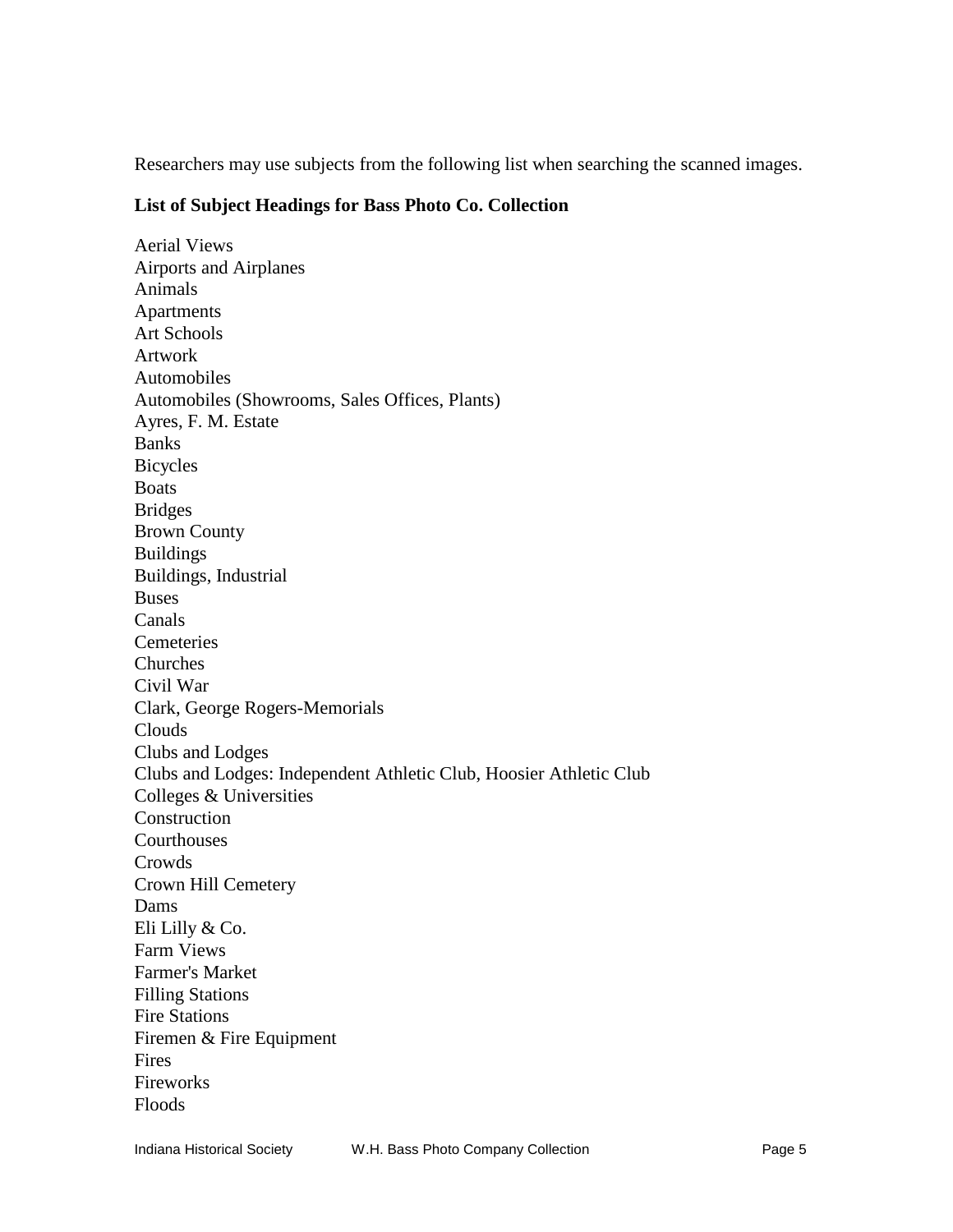Researchers may use subjects from the following list when searching the scanned images.

**List of Subject Headings for Bass Photo Co. Collection**

Aerial Views
Airports and Airplanes
Animals
Apartments
Art Schools
Artwork
Automobiles
Automobiles (Showrooms, Sales Offices, Plants)
Ayres, F. M. Estate
Banks
Bicycles
Boats
Bridges
Brown County
Buildings
Buildings, Industrial
Buses
Canals
Cemeteries
Churches
Civil War
Clark, George Rogers-Memorials
Clouds
Clubs and Lodges
Clubs and Lodges: Independent Athletic Club, Hoosier Athletic Club
Colleges & Universities
Construction
Courthouses
Crowds
Crown Hill Cemetery
Dams
Eli Lilly & Co.
Farm Views
Farmer's Market
Filling Stations
Fire Stations
Firemen & Fire Equipment
Fires
Fireworks
Floods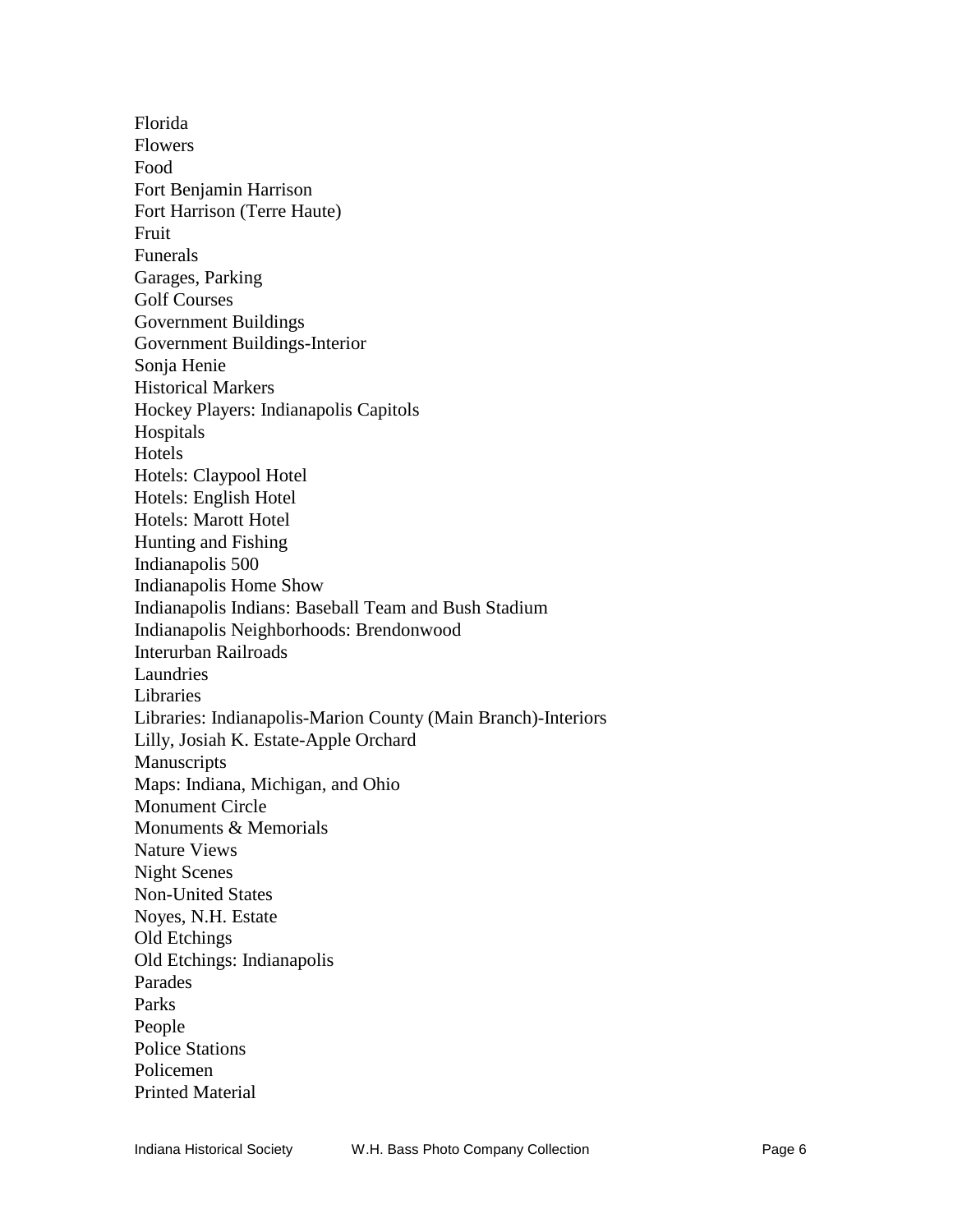Florida
Flowers
Food
Fort Benjamin Harrison
Fort Harrison (Terre Haute)
Fruit
Funerals
Garages, Parking
Golf Courses
Government Buildings
Government Buildings-Interior
Sonja Henie
Historical Markers
Hockey Players: Indianapolis Capitols
Hospitals
Hotels
Hotels: Claypool Hotel
Hotels: English Hotel
Hotels: Marott Hotel
Hunting and Fishing
Indianapolis 500
Indianapolis Home Show
Indianapolis Indians: Baseball Team and Bush Stadium
Indianapolis Neighborhoods: Brendonwood
Interurban Railroads
Laundries
Libraries
Libraries: Indianapolis-Marion County (Main Branch)-Interiors
Lilly, Josiah K. Estate-Apple Orchard
Manuscripts
Maps: Indiana, Michigan, and Ohio
Monument Circle
Monuments & Memorials
Nature Views
Night Scenes
Non-United States
Noyes, N.H. Estate
Old Etchings
Old Etchings: Indianapolis
Parades
Parks
People
Police Stations
Policemen
Printed Material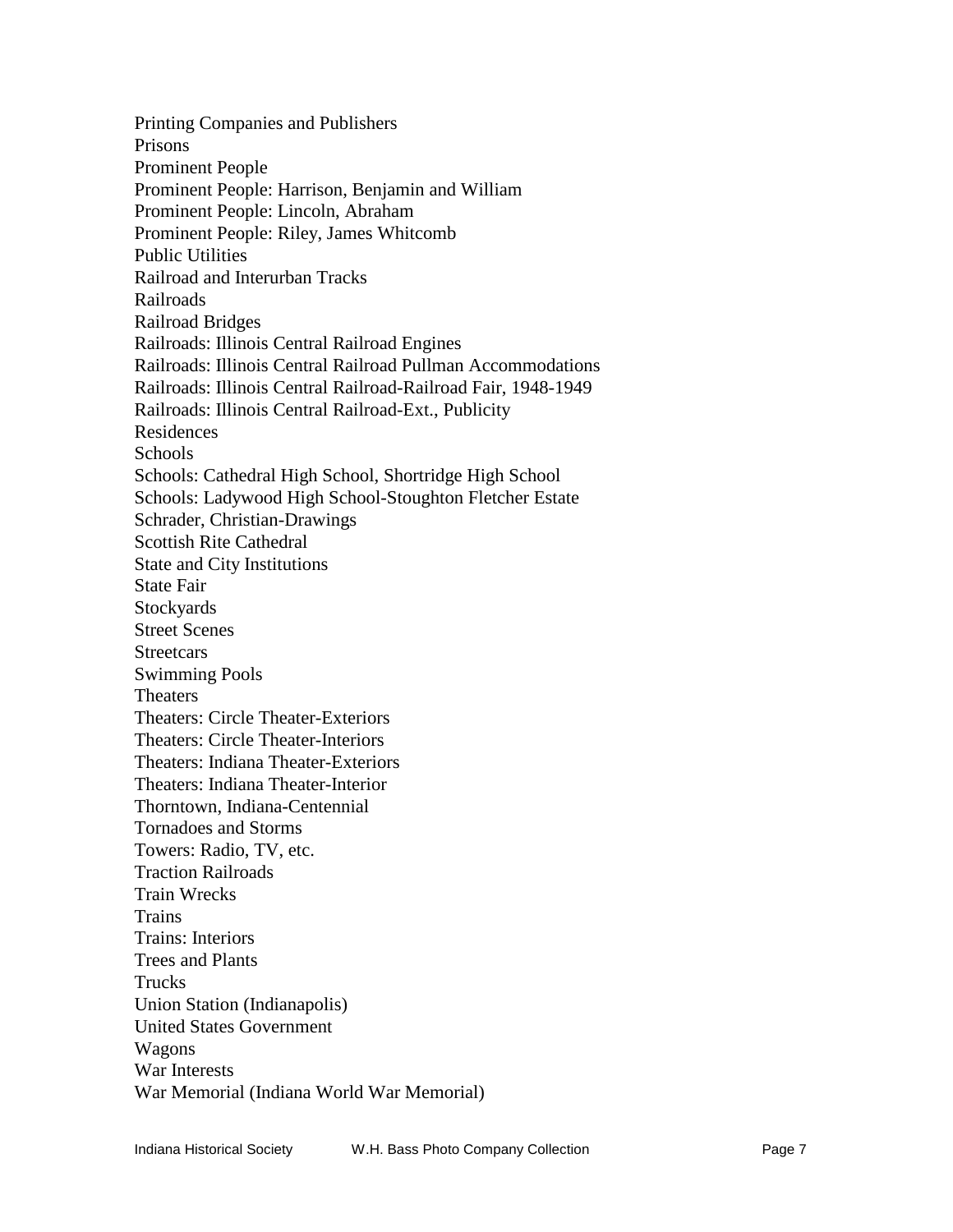Printing Companies and Publishers
Prisons
Prominent People
Prominent People: Harrison, Benjamin and William
Prominent People: Lincoln, Abraham
Prominent People: Riley, James Whitcomb
Public Utilities
Railroad and Interurban Tracks
Railroads
Railroad Bridges
Railroads: Illinois Central Railroad Engines
Railroads: Illinois Central Railroad Pullman Accommodations
Railroads: Illinois Central Railroad-Railroad Fair, 1948-1949
Railroads: Illinois Central Railroad-Ext., Publicity
Residences
Schools
Schools: Cathedral High School, Shortridge High School
Schools: Ladywood High School-Stoughton Fletcher Estate
Schrader, Christian-Drawings
Scottish Rite Cathedral
State and City Institutions
State Fair
Stockyards
Street Scenes
Streetcars
Swimming Pools
Theaters
Theaters: Circle Theater-Exteriors
Theaters: Circle Theater-Interiors
Theaters: Indiana Theater-Exteriors
Theaters: Indiana Theater-Interior
Thorntown, Indiana-Centennial
Tornadoes and Storms
Towers: Radio, TV, etc.
Traction Railroads
Train Wrecks
Trains
Trains: Interiors
Trees and Plants
Trucks
Union Station (Indianapolis)
United States Government
Wagons
War Interests
War Memorial (Indiana World War Memorial)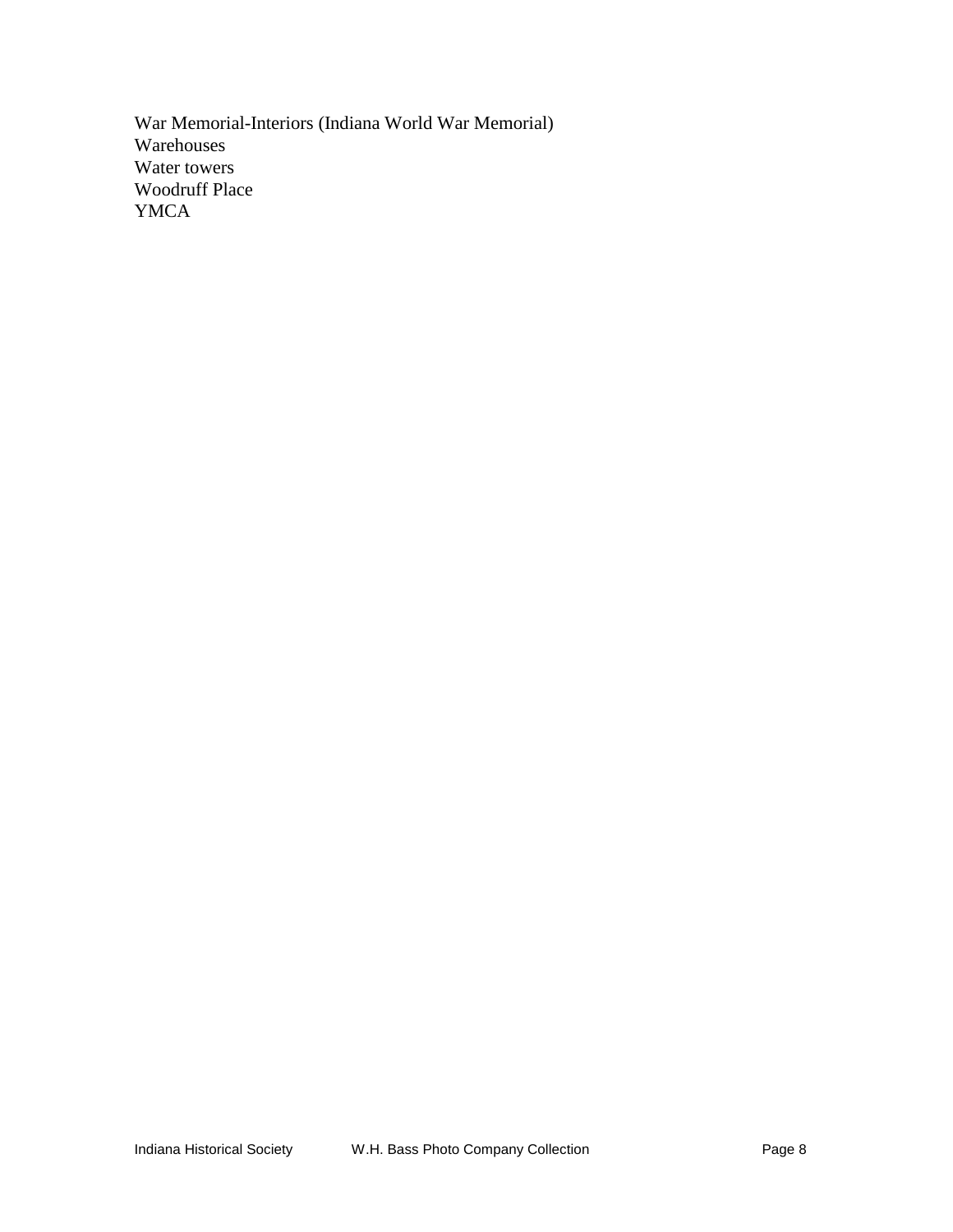War Memorial-Interiors (Indiana World War Memorial)
Warehouses
Water towers
Woodruff Place
YMCA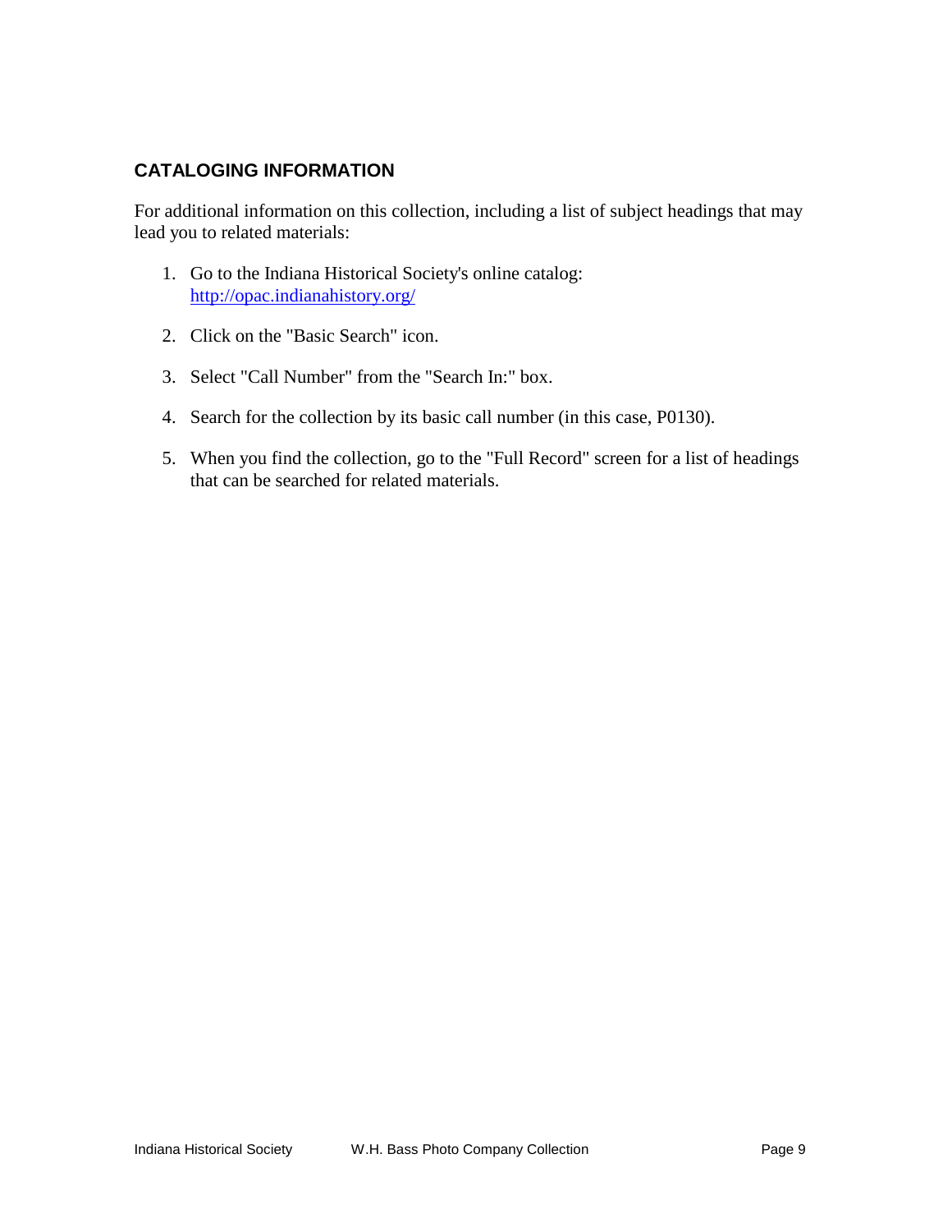## CATALOGING INFORMATION

For additional information on this collection, including a list of subject headings that may lead you to related materials:

1. Go to the Indiana Historical Society's online catalog: http://opac.indianahistory.org/
2. Click on the "Basic Search" icon.
3. Select "Call Number" from the "Search In:" box.
4. Search for the collection by its basic call number (in this case, P0130).
5. When you find the collection, go to the "Full Record" screen for a list of headings that can be searched for related materials.